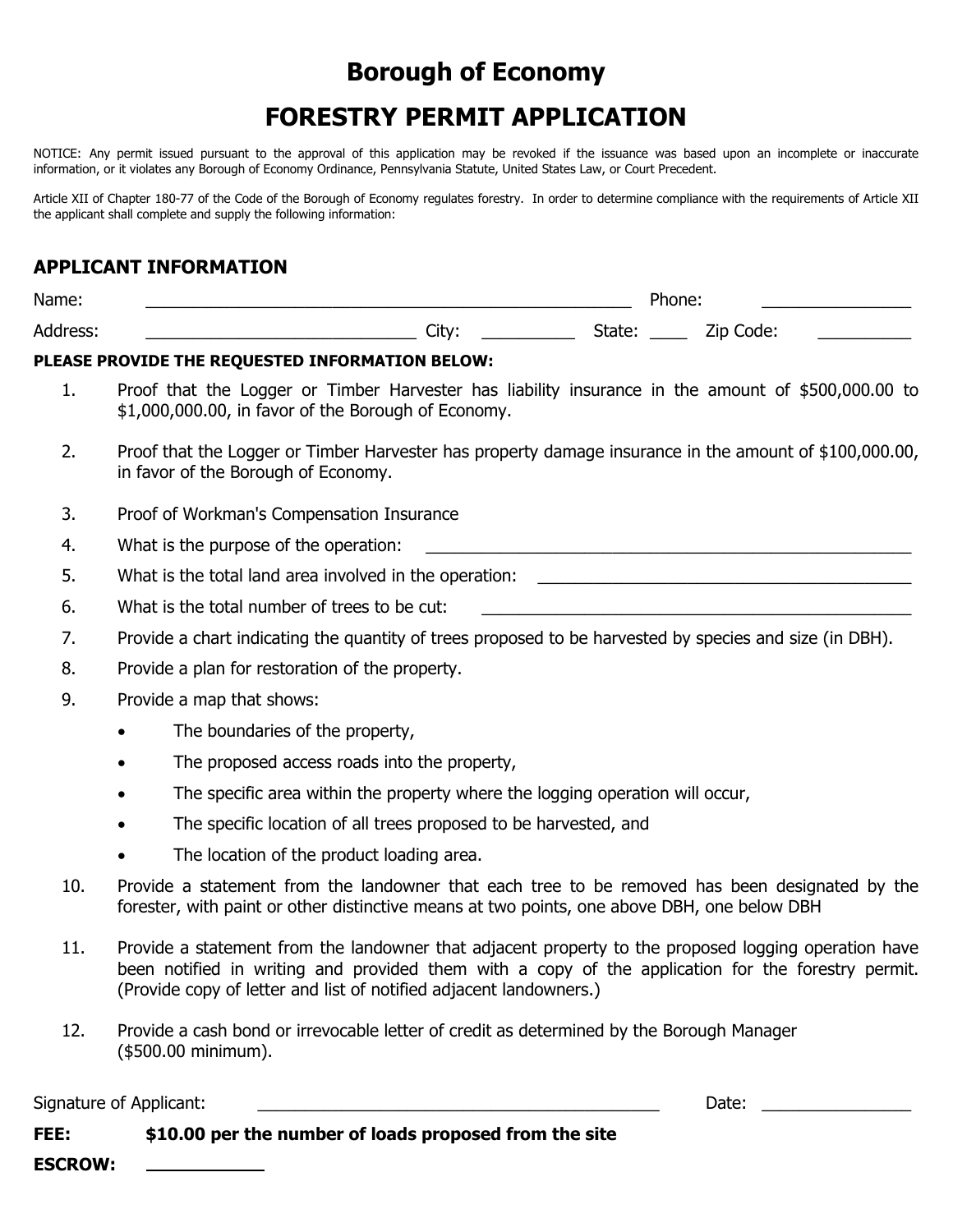# Borough of Economy

## FORESTRY PERMIT APPLICATION

NOTICE: Any permit issued pursuant to the approval of this application may be revoked if the issuance was based upon an incomplete or inaccurate information, or it violates any Borough of Economy Ordinance, Pennsylvania Statute, United States Law, or Court Precedent.

Article XII of Chapter 180-77 of the Code of the Borough of Economy regulates forestry. In order to determine compliance with the requirements of Article XII the applicant shall complete and supply the following information:

### APPLICANT INFORMATION

Name: ______________________________________________ Phone: _______________

Address: ____________________________ City: __________ State: ____ Zip Code: __________

**PLEASE PROVIDE THE REQUESTED INFORMATION BELOW:**

1. Proof that the Logger or Timber Harvester has liability insurance in the amount of $500,000.00 to $1,000,000.00, in favor of the Borough of Economy.
2. Proof that the Logger or Timber Harvester has property damage insurance in the amount of $100,000.00, in favor of the Borough of Economy.
3. Proof of Workman's Compensation Insurance
4. What is the purpose of the operation: ______________________________________________
5. What is the total land area involved in the operation: ________________________________________
6. What is the total number of trees to be cut: ______________________________________________
7. Provide a chart indicating the quantity of trees proposed to be harvested by species and size (in DBH).
8. Provide a plan for restoration of the property.
9. Provide a map that shows:
   - The boundaries of the property,
   - The proposed access roads into the property,
   - The specific area within the property where the logging operation will occur,
   - The specific location of all trees proposed to be harvested, and
   - The location of the product loading area.
10. Provide a statement from the landowner that each tree to be removed has been designated by the forester, with paint or other distinctive means at two points, one above DBH, one below DBH
11. Provide a statement from the landowner that adjacent property to the proposed logging operation have been notified in writing and provided them with a copy of the application for the forestry permit. (Provide copy of letter and list of notified adjacent landowners.)
12. Provide a cash bond or irrevocable letter of credit as determined by the Borough Manager ($500.00 minimum).

Signature of Applicant: ________________________________________ Date: _______________

**FEE:** **$10.00 per the number of loads proposed from the site**

**ESCROW:** ___________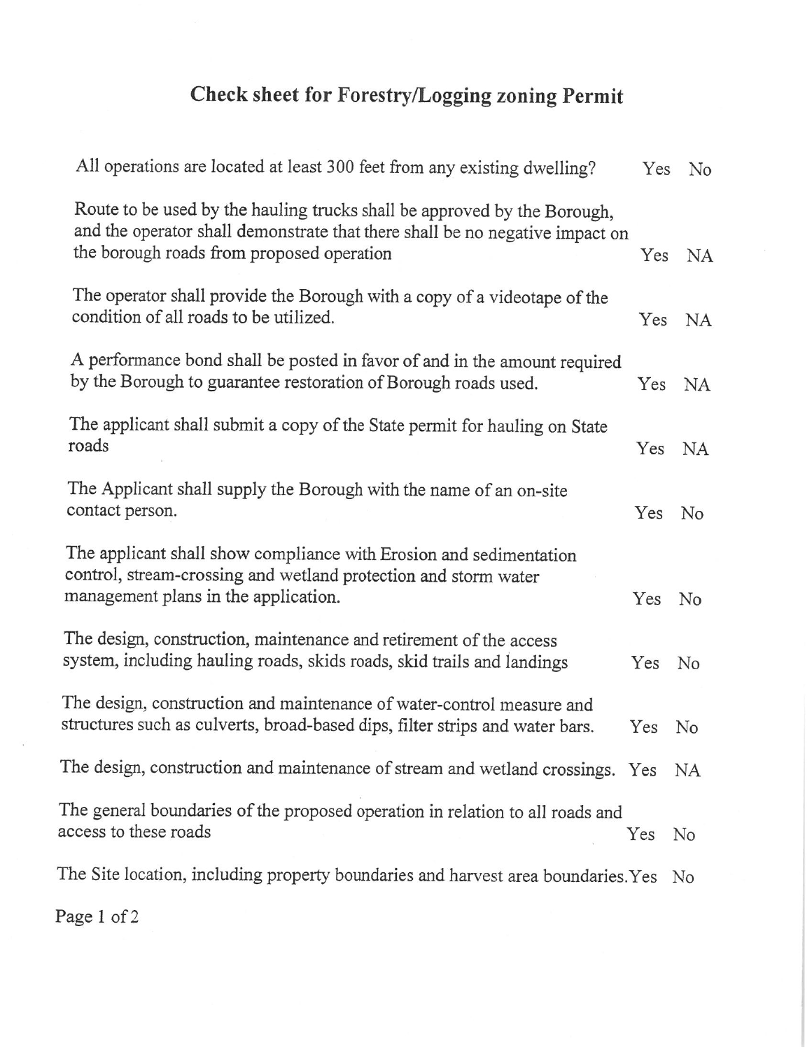# Check sheet for Forestry/Logging zoning Permit

| | | |
|---|---|---|
| All operations are located at least 300 feet from any existing dwelling? | Yes | No |
| Route to be used by the hauling trucks shall be approved by the Borough, and the operator shall demonstrate that there shall be no negative impact on the borough roads from proposed operation | Yes | NA |
| The operator shall provide the Borough with a copy of a videotape of the condition of all roads to be utilized. | Yes | NA |
| A performance bond shall be posted in favor of and in the amount required by the Borough to guarantee restoration of Borough roads used. | Yes | NA |
| The applicant shall submit a copy of the State permit for hauling on State roads | Yes | NA |
| The Applicant shall supply the Borough with the name of an on-site contact person. | Yes | No |
| The applicant shall show compliance with Erosion and sedimentation control, stream-crossing and wetland protection and storm water management plans in the application. | Yes | No |
| The design, construction, maintenance and retirement of the access system, including hauling roads, skids roads, skid trails and landings | Yes | No |
| The design, construction and maintenance of water-control measure and structures such as culverts, broad-based dips, filter strips and water bars. | Yes | No |
| The design, construction and maintenance of stream and wetland crossings. | Yes | NA |
| The general boundaries of the proposed operation in relation to all roads and access to these roads | Yes | No |
| The Site location, including property boundaries and harvest area boundaries. | Yes | No |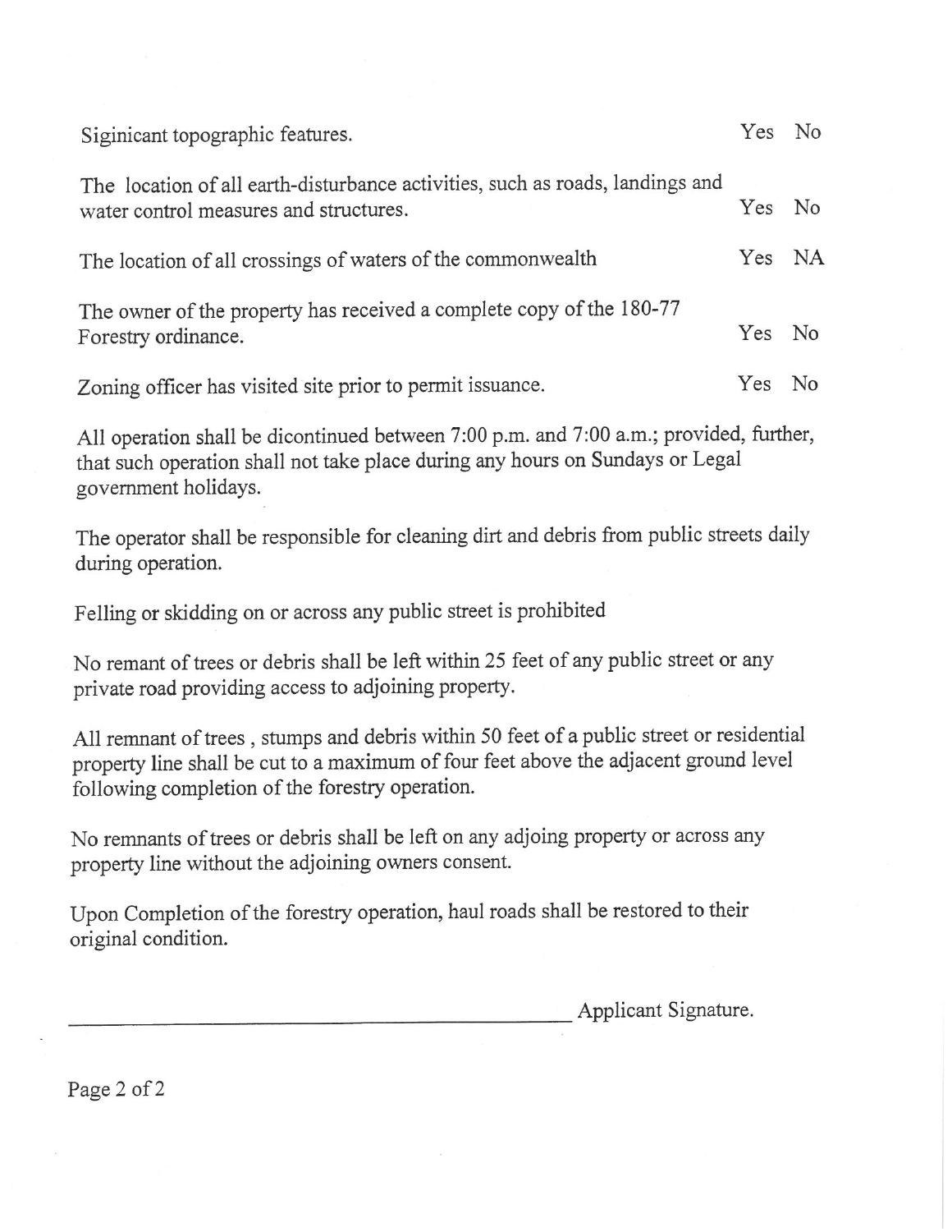| | |
|---|---|
| Siginicant topographic features. | Yes No |
| The location of all earth-disturbance activities, such as roads, landings and water control measures and structures. | Yes No |
| The location of all crossings of waters of the commonwealth | Yes NA |
| The owner of the property has received a complete copy of the 180-77 Forestry ordinance. | Yes No |
| Zoning officer has visited site prior to permit issuance. | Yes No |

All operation shall be dicontinued between 7:00 p.m. and 7:00 a.m.; provided, further, that such operation shall not take place during any hours on Sundays or Legal government holidays.

The operator shall be responsible for cleaning dirt and debris from public streets daily during operation.

Felling or skidding on or across any public street is prohibited

No remant of trees or debris shall be left within 25 feet of any public street or any private road providing access to adjoining property.

All remnant of trees , stumps and debris within 50 feet of a public street or residential property line shall be cut to a maximum of four feet above the adjacent ground level following completion of the forestry operation.

No remnants of trees or debris shall be left on any adjoing property or across any property line without the adjoining owners consent.

Upon Completion of the forestry operation, haul roads shall be restored to their original condition.

_______________________________________ Applicant Signature.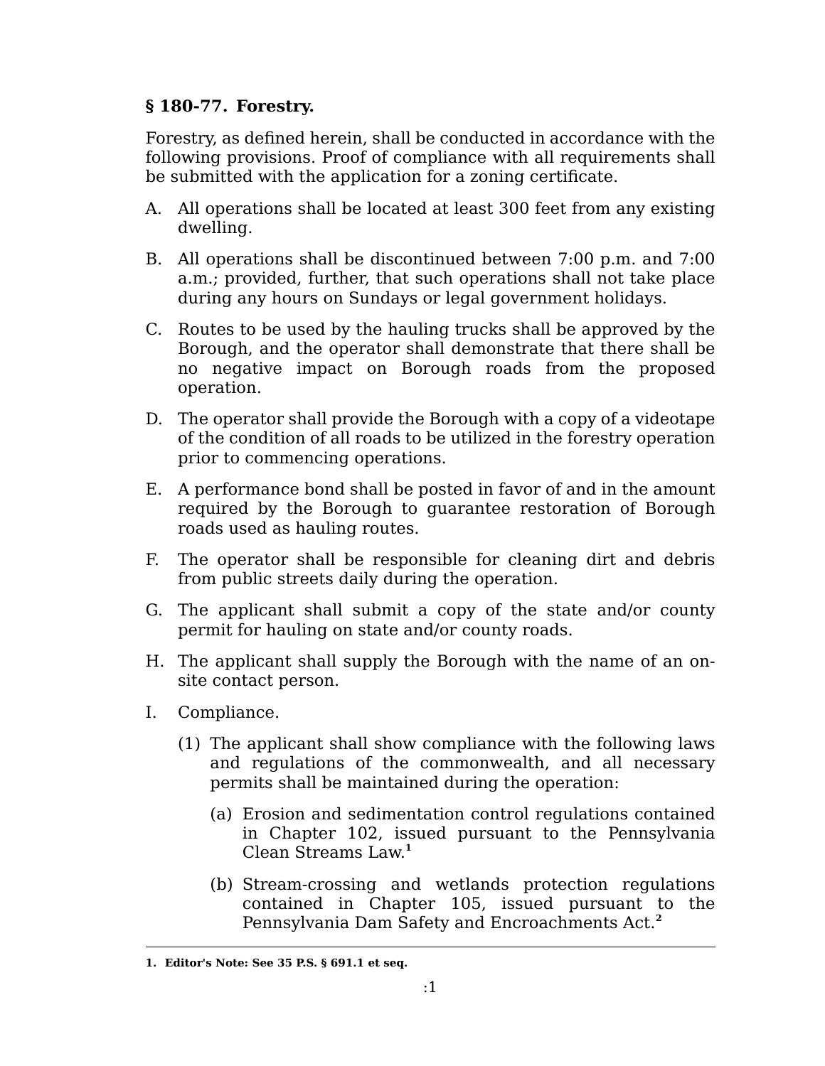**§ 180-77. Forestry.**

Forestry, as defined herein, shall be conducted in accordance with the following provisions. Proof of compliance with all requirements shall be submitted with the application for a zoning certificate.

A. All operations shall be located at least 300 feet from any existing dwelling.

B. All operations shall be discontinued between 7:00 p.m. and 7:00 a.m.; provided, further, that such operations shall not take place during any hours on Sundays or legal government holidays.

C. Routes to be used by the hauling trucks shall be approved by the Borough, and the operator shall demonstrate that there shall be no negative impact on Borough roads from the proposed operation.

D. The operator shall provide the Borough with a copy of a videotape of the condition of all roads to be utilized in the forestry operation prior to commencing operations.

E. A performance bond shall be posted in favor of and in the amount required by the Borough to guarantee restoration of Borough roads used as hauling routes.

F. The operator shall be responsible for cleaning dirt and debris from public streets daily during the operation.

G. The applicant shall submit a copy of the state and/or county permit for hauling on state and/or county roads.

H. The applicant shall supply the Borough with the name of an on-site contact person.

I. Compliance.

   (1) The applicant shall show compliance with the following laws and regulations of the commonwealth, and all necessary permits shall be maintained during the operation:

      (a) Erosion and sedimentation control regulations contained in Chapter 102, issued pursuant to the Pennsylvania Clean Streams Law.[1]

      (b) Stream-crossing and wetlands protection regulations contained in Chapter 105, issued pursuant to the Pennsylvania Dam Safety and Encroachments Act.[2]

---

1. Editor's Note: See 35 P.S. § 691.1 et seq.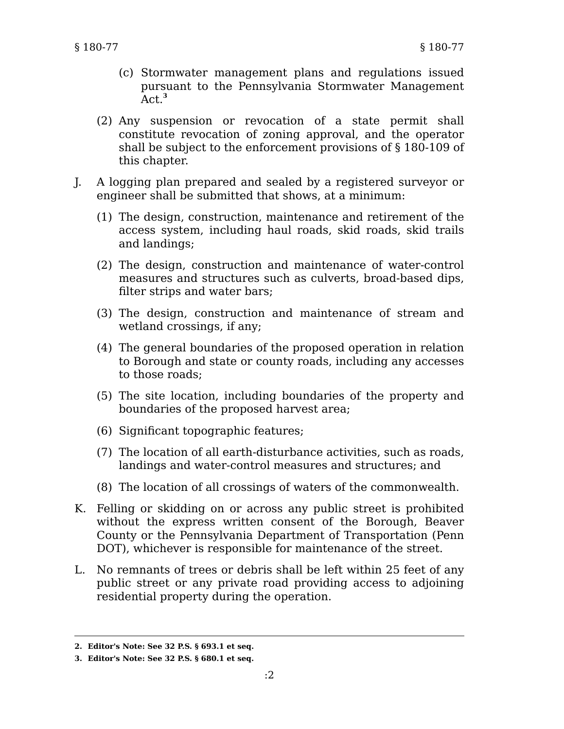(c) Stormwater management plans and regulations issued pursuant to the Pennsylvania Stormwater Management Act.[3]

(2) Any suspension or revocation of a state permit shall constitute revocation of zoning approval, and the operator shall be subject to the enforcement provisions of § 180-109 of this chapter.

J. A logging plan prepared and sealed by a registered surveyor or engineer shall be submitted that shows, at a minimum:

(1) The design, construction, maintenance and retirement of the access system, including haul roads, skid roads, skid trails and landings;

(2) The design, construction and maintenance of water-control measures and structures such as culverts, broad-based dips, filter strips and water bars;

(3) The design, construction and maintenance of stream and wetland crossings, if any;

(4) The general boundaries of the proposed operation in relation to Borough and state or county roads, including any accesses to those roads;

(5) The site location, including boundaries of the property and boundaries of the proposed harvest area;

(6) Significant topographic features;

(7) The location of all earth-disturbance activities, such as roads, landings and water-control measures and structures; and

(8) The location of all crossings of waters of the commonwealth.

K. Felling or skidding on or across any public street is prohibited without the express written consent of the Borough, Beaver County or the Pennsylvania Department of Transportation (Penn DOT), whichever is responsible for maintenance of the street.

L. No remnants of trees or debris shall be left within 25 feet of any public street or any private road providing access to adjoining residential property during the operation.

---

**2. Editor's Note: See 32 P.S. § 693.1 et seq.**

**3. Editor's Note: See 32 P.S. § 680.1 et seq.**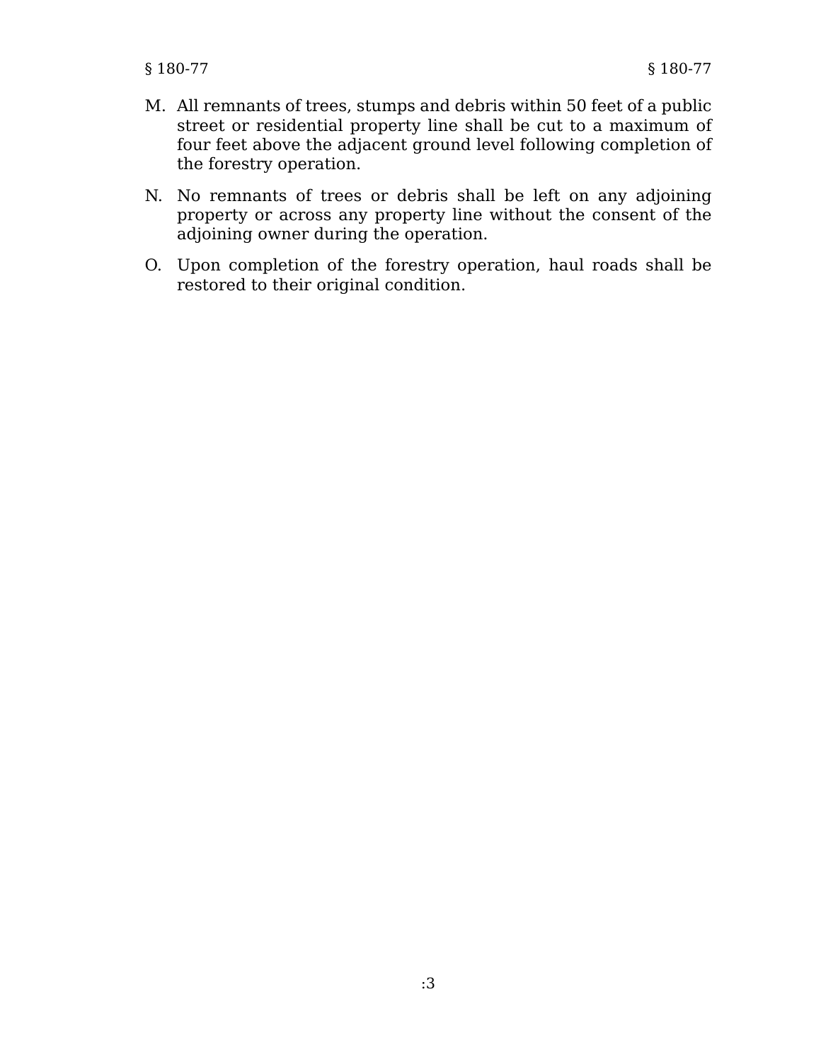M. All remnants of trees, stumps and debris within 50 feet of a public street or residential property line shall be cut to a maximum of four feet above the adjacent ground level following completion of the forestry operation.

N. No remnants of trees or debris shall be left on any adjoining property or across any property line without the consent of the adjoining owner during the operation.

O. Upon completion of the forestry operation, haul roads shall be restored to their original condition.